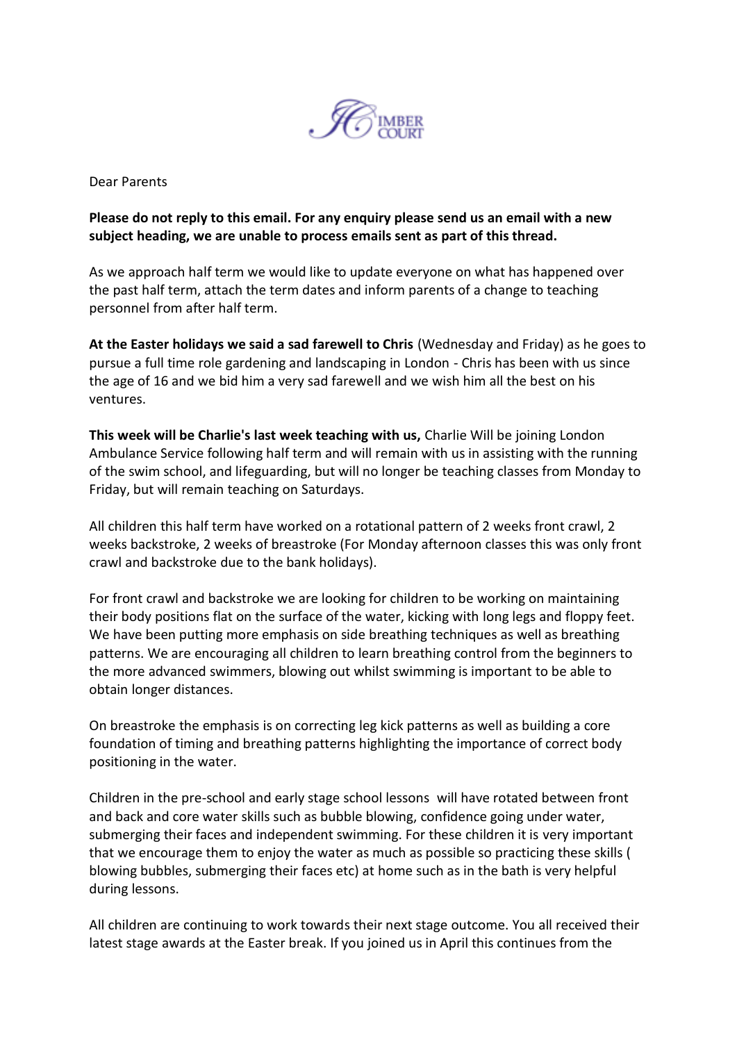Dear Parents

**Please do not reply to this email. For any enquiry please send us an email with a new subject heading, we are unable to process emails sent as part of this thread.**

As we approach half term we would like to update everyone on what has happened over the past half term, attach the term dates and inform parents of a change to teaching personnel from after half term.

**At the Easter holidays we said a sad farewell to Chris** (Wednesday and Friday) as he goes to pursue a full time role gardening and landscaping in London - Chris has been with us since the age of 16 and we bid him a very sad farewell and we wish him all the best on his ventures.

**This week will be Charlie's last week teaching with us,** Charlie Will be joining London Ambulance Service following half term and will remain with us in assisting with the running of the swim school, and lifeguarding, but will no longer be teaching classes from Monday to Friday, but will remain teaching on Saturdays.

All children this half term have worked on a rotational pattern of 2 weeks front crawl, 2 weeks backstroke, 2 weeks of breastroke (For Monday afternoon classes this was only front crawl and backstroke due to the bank holidays).

For front crawl and backstroke we are looking for children to be working on maintaining their body positions flat on the surface of the water, kicking with long legs and floppy feet. We have been putting more emphasis on side breathing techniques as well as breathing patterns. We are encouraging all children to learn breathing control from the beginners to the more advanced swimmers, blowing out whilst swimming is important to be able to obtain longer distances.

On breastroke the emphasis is on correcting leg kick patterns as well as building a core foundation of timing and breathing patterns highlighting the importance of correct body positioning in the water.

Children in the pre-school and early stage school lessons will have rotated between front and back and core water skills such as bubble blowing, confidence going under water, submerging their faces and independent swimming. For these children it is very important that we encourage them to enjoy the water as much as possible so practicing these skills ( blowing bubbles, submerging their faces etc) at home such as in the bath is very helpful during lessons.

All children are continuing to work towards their next stage outcome. You all received their latest stage awards at the Easter break. If you joined us in April this continues from the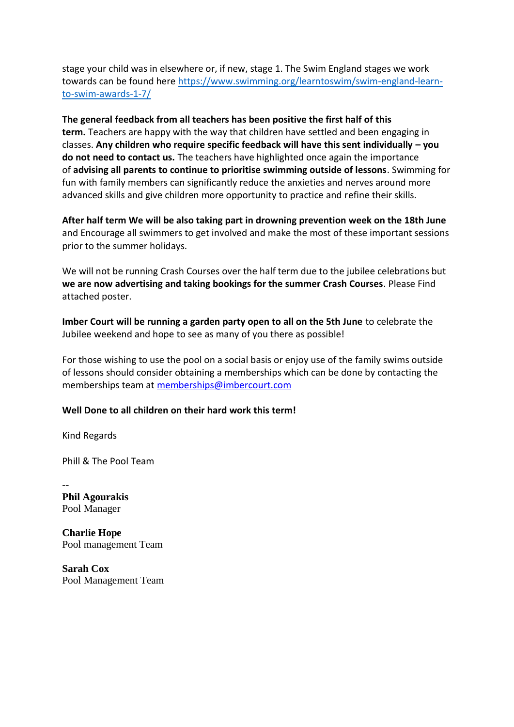stage your child was in elsewhere or, if new, stage 1. The Swim England stages we work towards can be found here [https://www.swimming.org/learntoswim/swim-england-learn-to-swim-awards-1-7/](https://www.swimming.org/learntoswim/swim-england-learn-to-swim-awards-1-7/)

**The general feedback from all teachers has been positive the first half of this term.** Teachers are happy with the way that children have settled and been engaging in classes. **Any children who require specific feedback will have this sent individually – you do not need to contact us.** The teachers have highlighted once again the importance of **advising all parents to continue to prioritise swimming outside of lessons**. Swimming for fun with family members can significantly reduce the anxieties and nerves around more advanced skills and give children more opportunity to practice and refine their skills.

**After half term We will be also taking part in drowning prevention week on the 18th June** and Encourage all swimmers to get involved and make the most of these important sessions prior to the summer holidays.

We will not be running Crash Courses over the half term due to the jubilee celebrations but **we are now advertising and taking bookings for the summer Crash Courses**. Please Find attached poster.

**Imber Court will be running a garden party open to all on the 5th June** to celebrate the Jubilee weekend and hope to see as many of you there as possible!

For those wishing to use the pool on a social basis or enjoy use of the family swims outside of lessons should consider obtaining a memberships which can be done by contacting the memberships team at [memberships@imbercourt.com](mailto:memberships@imbercourt.com)

**Well Done to all children on their hard work this term!**

Kind Regards

Phill & The Pool Team

--

**Phil Agourakis**
Pool Manager

**Charlie Hope**
Pool management Team

**Sarah Cox**
Pool Management Team